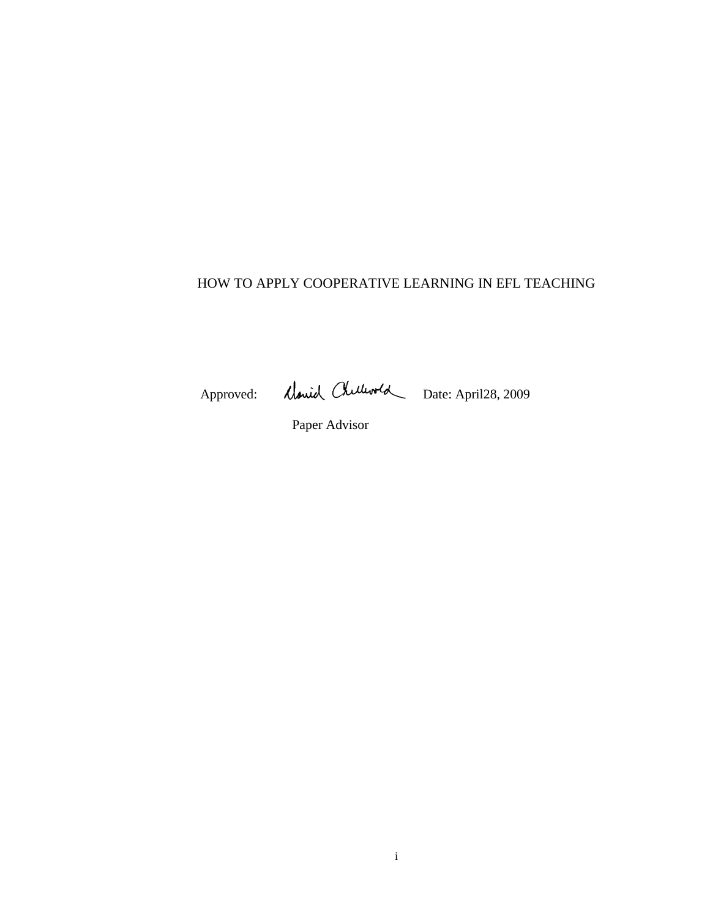HOW TO APPLY COOPERATIVE LEARNING IN EFL TEACHING

Approved: David Chellevold Date: April28, 2009

Paper Advisor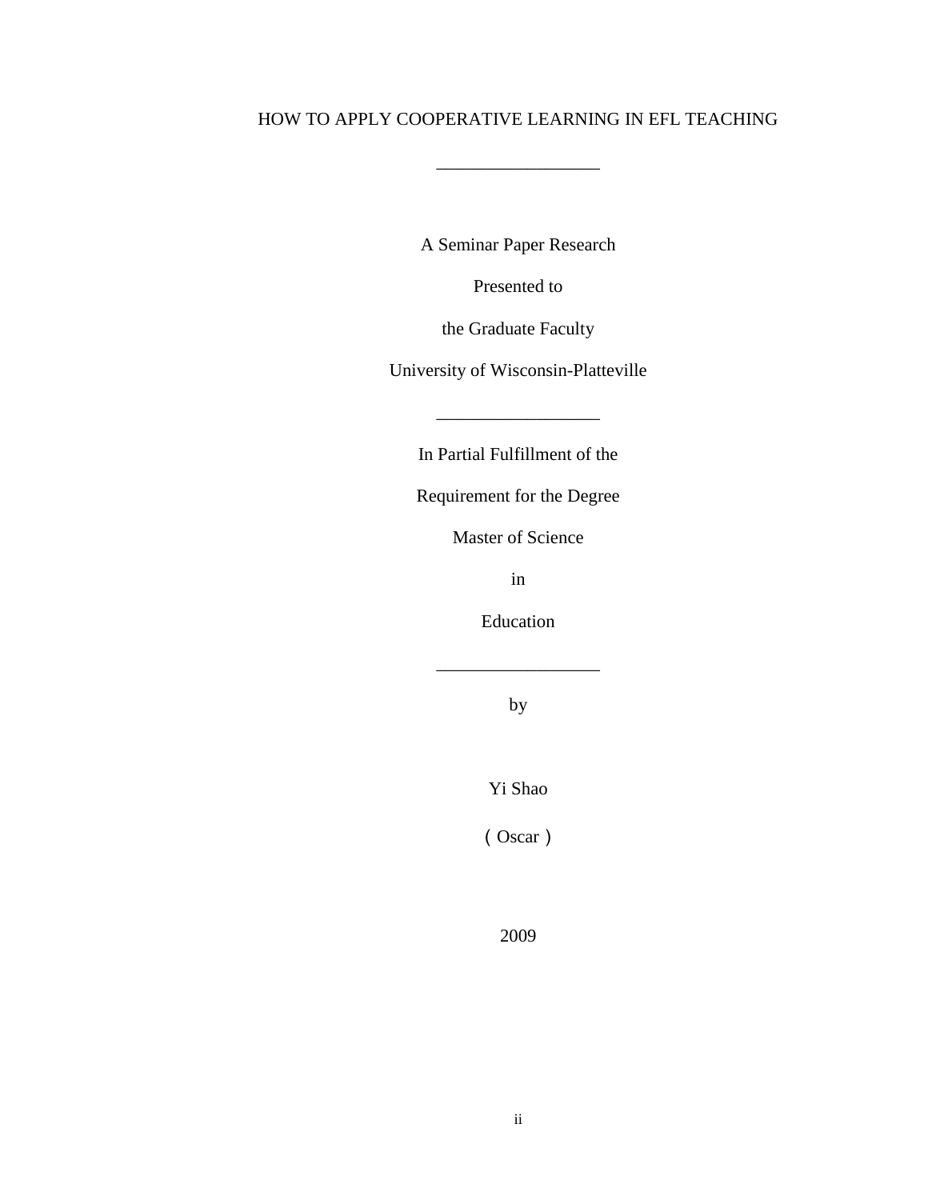# HOW TO APPLY COOPERATIVE LEARNING IN EFL TEACHING

---

A Seminar Paper Research

Presented to

the Graduate Faculty

University of Wisconsin-Platteville

---

In Partial Fulfillment of the

Requirement for the Degree

Master of Science

in

Education

---

by

Yi Shao

（Oscar）

2009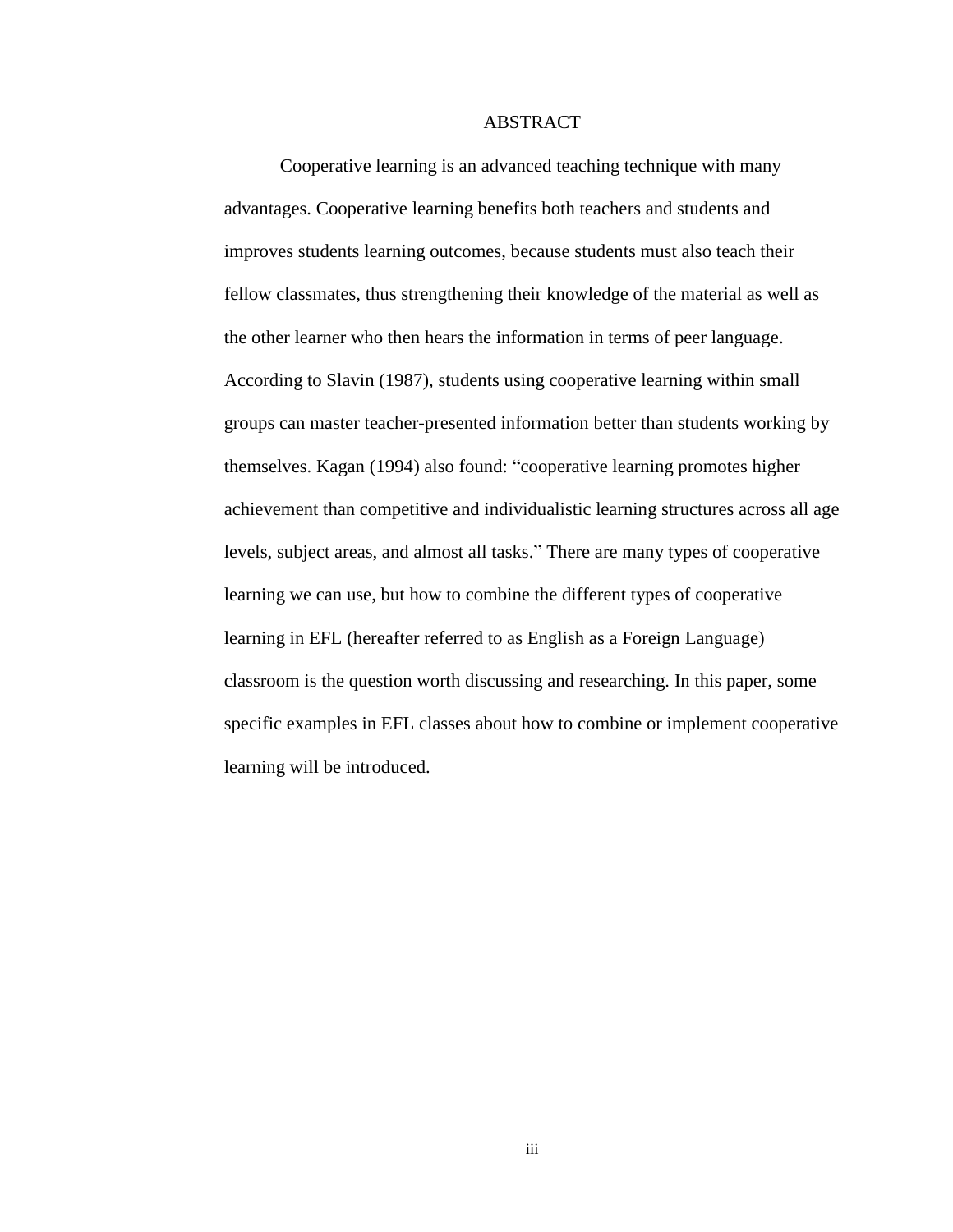# ABSTRACT

Cooperative learning is an advanced teaching technique with many advantages. Cooperative learning benefits both teachers and students and improves students learning outcomes, because students must also teach their fellow classmates, thus strengthening their knowledge of the material as well as the other learner who then hears the information in terms of peer language. According to Slavin (1987), students using cooperative learning within small groups can master teacher-presented information better than students working by themselves. Kagan (1994) also found: "cooperative learning promotes higher achievement than competitive and individualistic learning structures across all age levels, subject areas, and almost all tasks." There are many types of cooperative learning we can use, but how to combine the different types of cooperative learning in EFL (hereafter referred to as English as a Foreign Language) classroom is the question worth discussing and researching. In this paper, some specific examples in EFL classes about how to combine or implement cooperative learning will be introduced.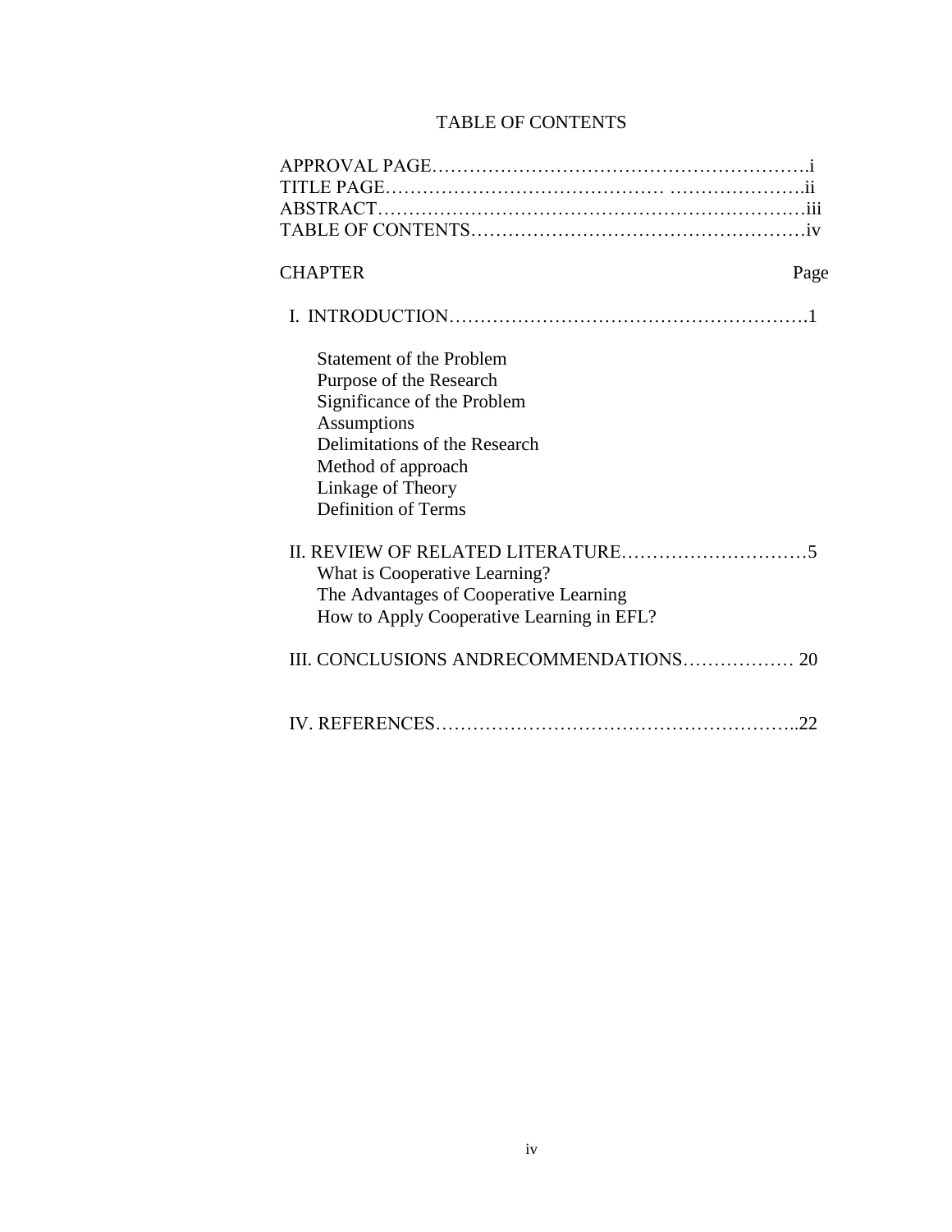# TABLE OF CONTENTS

APPROVAL PAGE……………………………………………………i
TITLE PAGE…………………………………… ………………….ii
ABSTRACT………………………………………………………iii
TABLE OF CONTENTS……………………………………………iv

CHAPTER Page

I. INTRODUCTION…………………………………………………1

- Statement of the Problem
- Purpose of the Research
- Significance of the Problem
- Assumptions
- Delimitations of the Research
- Method of approach
- Linkage of Theory
- Definition of Terms

II. REVIEW OF RELATED LITERATURE…………………………5

- What is Cooperative Learning?
- The Advantages of Cooperative Learning
- How to Apply Cooperative Learning in EFL?

III. CONCLUSIONS ANDRECOMMENDATIONS……………… 20

IV. REFERENCES………………………………………………..22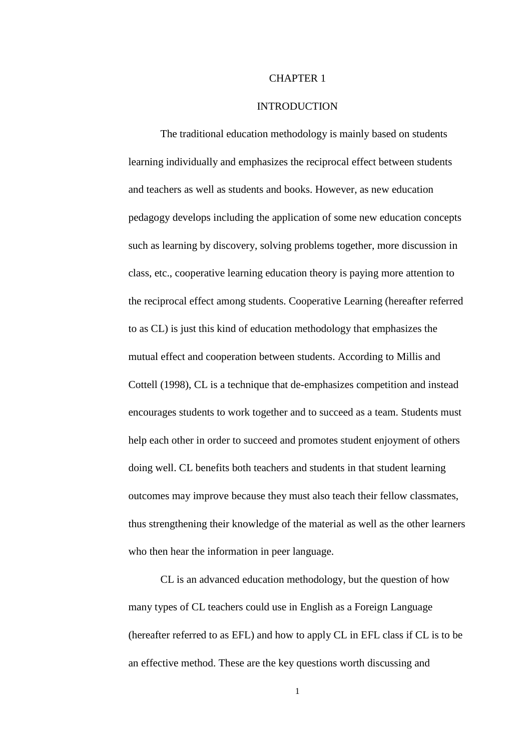# CHAPTER 1

## INTRODUCTION

The traditional education methodology is mainly based on students learning individually and emphasizes the reciprocal effect between students and teachers as well as students and books. However, as new education pedagogy develops including the application of some new education concepts such as learning by discovery, solving problems together, more discussion in class, etc., cooperative learning education theory is paying more attention to the reciprocal effect among students. Cooperative Learning (hereafter referred to as CL) is just this kind of education methodology that emphasizes the mutual effect and cooperation between students. According to Millis and Cottell (1998), CL is a technique that de-emphasizes competition and instead encourages students to work together and to succeed as a team. Students must help each other in order to succeed and promotes student enjoyment of others doing well. CL benefits both teachers and students in that student learning outcomes may improve because they must also teach their fellow classmates, thus strengthening their knowledge of the material as well as the other learners who then hear the information in peer language.

CL is an advanced education methodology, but the question of how many types of CL teachers could use in English as a Foreign Language (hereafter referred to as EFL) and how to apply CL in EFL class if CL is to be an effective method. These are the key questions worth discussing and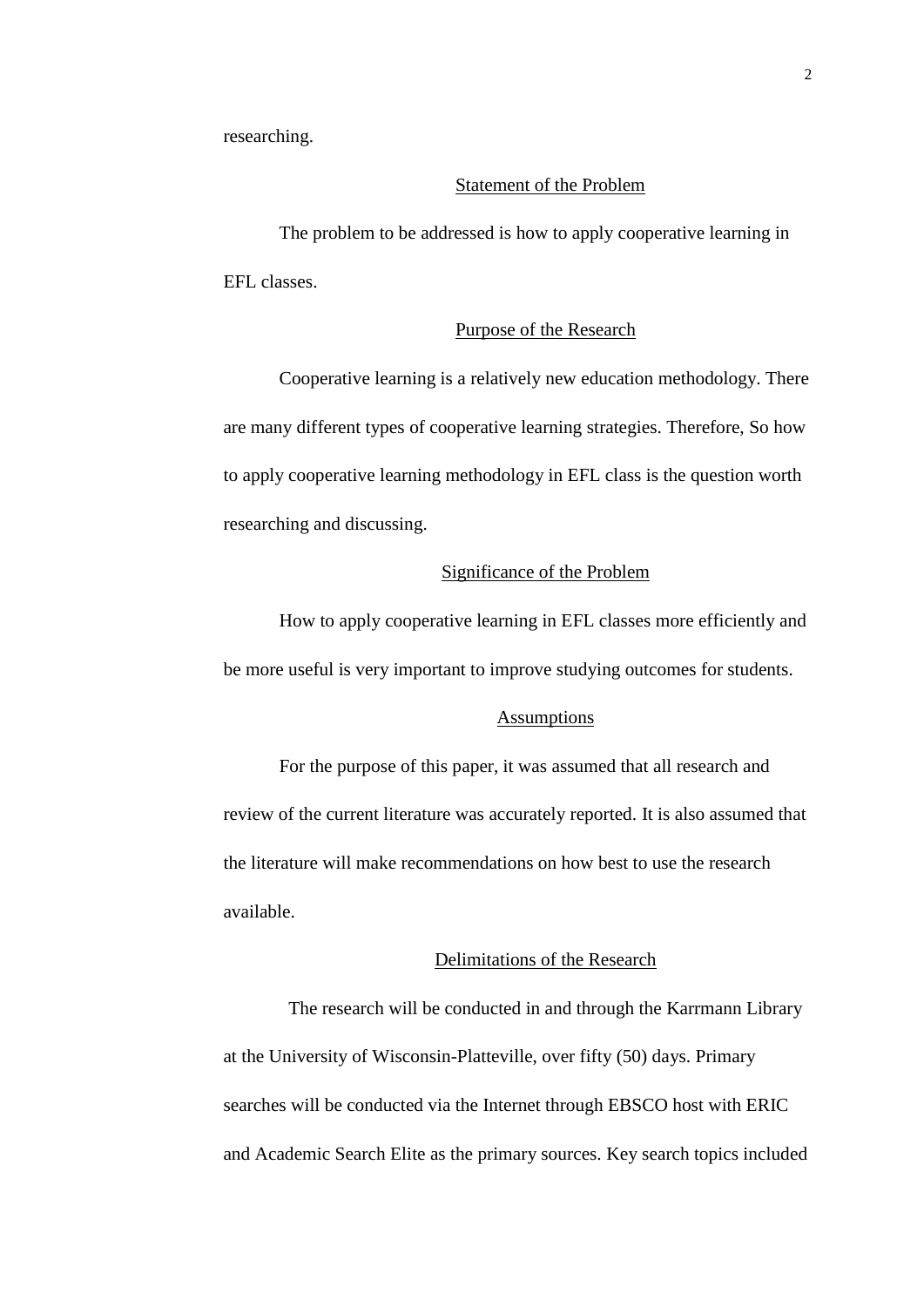researching.

## Statement of the Problem

The problem to be addressed is how to apply cooperative learning in EFL classes.

## Purpose of the Research

Cooperative learning is a relatively new education methodology. There are many different types of cooperative learning strategies. Therefore, So how to apply cooperative learning methodology in EFL class is the question worth researching and discussing.

## Significance of the Problem

How to apply cooperative learning in EFL classes more efficiently and be more useful is very important to improve studying outcomes for students.

## Assumptions

For the purpose of this paper, it was assumed that all research and review of the current literature was accurately reported. It is also assumed that the literature will make recommendations on how best to use the research available.

## Delimitations of the Research

The research will be conducted in and through the Karrmann Library at the University of Wisconsin-Platteville, over fifty (50) days. Primary searches will be conducted via the Internet through EBSCO host with ERIC and Academic Search Elite as the primary sources. Key search topics included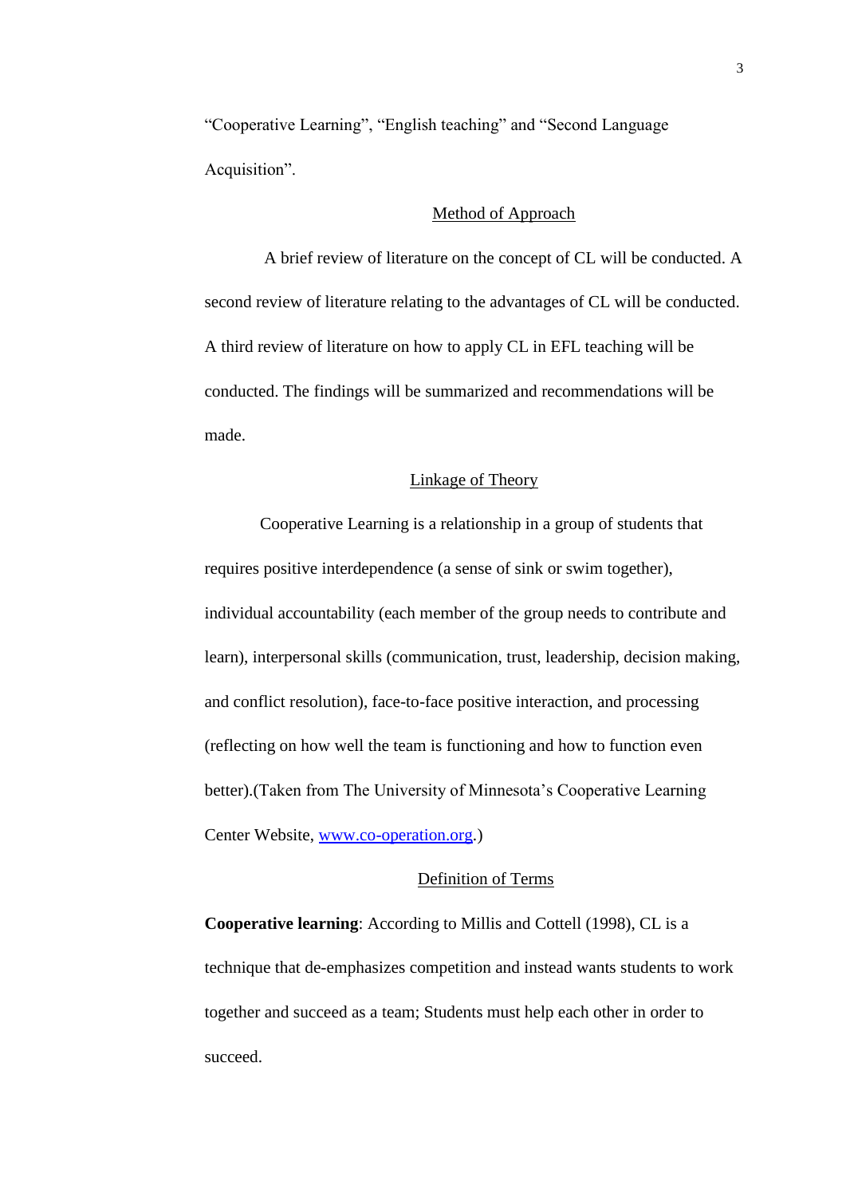"Cooperative Learning", "English teaching" and "Second Language Acquisition".

## Method of Approach

A brief review of literature on the concept of CL will be conducted. A second review of literature relating to the advantages of CL will be conducted. A third review of literature on how to apply CL in EFL teaching will be conducted. The findings will be summarized and recommendations will be made.

## Linkage of Theory

Cooperative Learning is a relationship in a group of students that requires positive interdependence (a sense of sink or swim together), individual accountability (each member of the group needs to contribute and learn), interpersonal skills (communication, trust, leadership, decision making, and conflict resolution), face-to-face positive interaction, and processing (reflecting on how well the team is functioning and how to function even better).(Taken from The University of Minnesota's Cooperative Learning Center Website, [www.co-operation.org](http://www.co-operation.org).)

## Definition of Terms

**Cooperative learning**: According to Millis and Cottell (1998), CL is a technique that de-emphasizes competition and instead wants students to work together and succeed as a team; Students must help each other in order to succeed.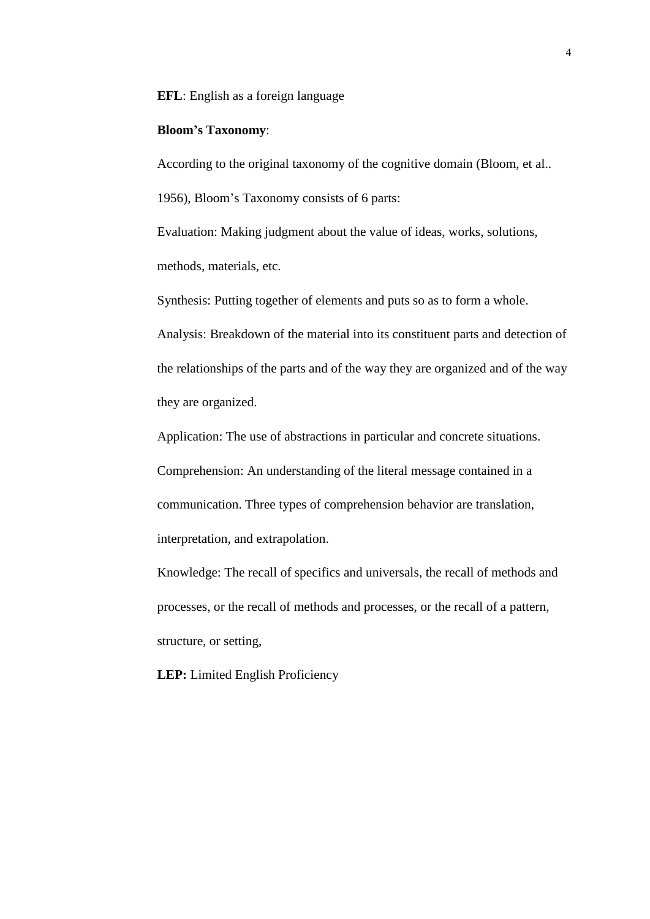**EFL**: English as a foreign language

**Bloom's Taxonomy**:

According to the original taxonomy of the cognitive domain (Bloom, et al.. 1956), Bloom's Taxonomy consists of 6 parts:

Evaluation: Making judgment about the value of ideas, works, solutions, methods, materials, etc.

Synthesis: Putting together of elements and puts so as to form a whole.

Analysis: Breakdown of the material into its constituent parts and detection of the relationships of the parts and of the way they are organized and of the way they are organized.

Application: The use of abstractions in particular and concrete situations.

Comprehension: An understanding of the literal message contained in a communication. Three types of comprehension behavior are translation, interpretation, and extrapolation.

Knowledge: The recall of specifics and universals, the recall of methods and processes, or the recall of methods and processes, or the recall of a pattern, structure, or setting,

**LEP:** Limited English Proficiency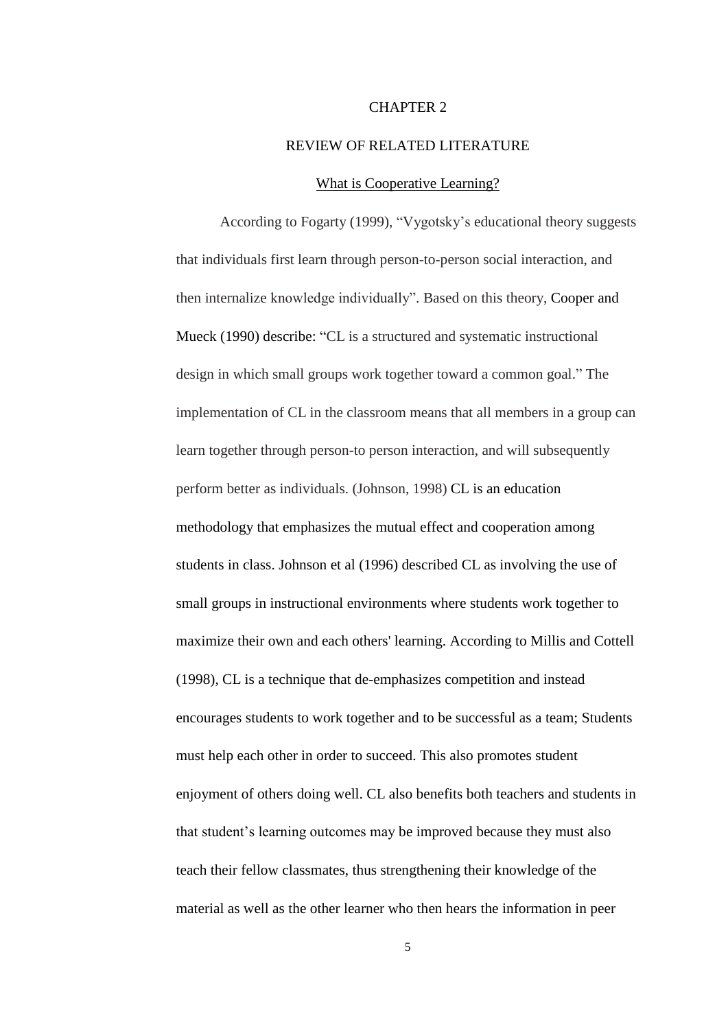# CHAPTER 2

# REVIEW OF RELATED LITERATURE

## What is Cooperative Learning?

According to Fogarty (1999), "Vygotsky's educational theory suggests that individuals first learn through person-to-person social interaction, and then internalize knowledge individually". Based on this theory, Cooper and Mueck (1990) describe: "CL is a structured and systematic instructional design in which small groups work together toward a common goal." The implementation of CL in the classroom means that all members in a group can learn together through person-to person interaction, and will subsequently perform better as individuals. (Johnson, 1998) CL is an education methodology that emphasizes the mutual effect and cooperation among students in class. Johnson et al (1996) described CL as involving the use of small groups in instructional environments where students work together to maximize their own and each others' learning. According to Millis and Cottell (1998), CL is a technique that de-emphasizes competition and instead encourages students to work together and to be successful as a team; Students must help each other in order to succeed. This also promotes student enjoyment of others doing well. CL also benefits both teachers and students in that student's learning outcomes may be improved because they must also teach their fellow classmates, thus strengthening their knowledge of the material as well as the other learner who then hears the information in peer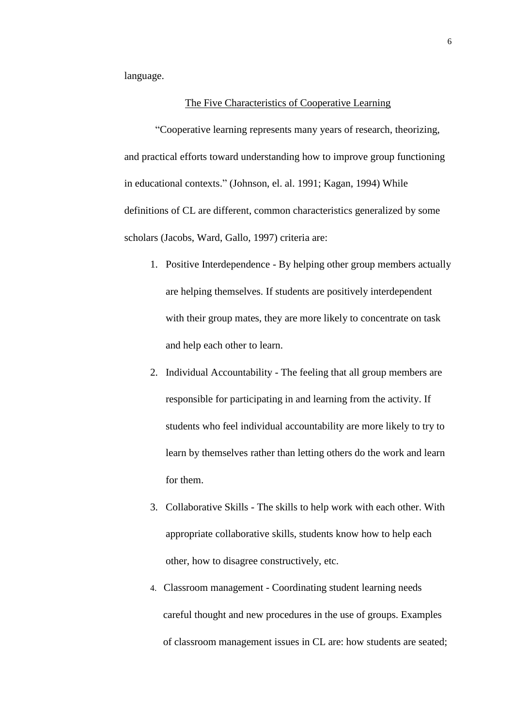language.

## The Five Characteristics of Cooperative Learning

"Cooperative learning represents many years of research, theorizing, and practical efforts toward understanding how to improve group functioning in educational contexts." (Johnson, el. al. 1991; Kagan, 1994) While definitions of CL are different, common characteristics generalized by some scholars (Jacobs, Ward, Gallo, 1997) criteria are:

1. Positive Interdependence - By helping other group members actually are helping themselves. If students are positively interdependent with their group mates, they are more likely to concentrate on task and help each other to learn.
2. Individual Accountability - The feeling that all group members are responsible for participating in and learning from the activity. If students who feel individual accountability are more likely to try to learn by themselves rather than letting others do the work and learn for them.
3. Collaborative Skills - The skills to help work with each other. With appropriate collaborative skills, students know how to help each other, how to disagree constructively, etc.
4. Classroom management - Coordinating student learning needs careful thought and new procedures in the use of groups. Examples of classroom management issues in CL are: how students are seated;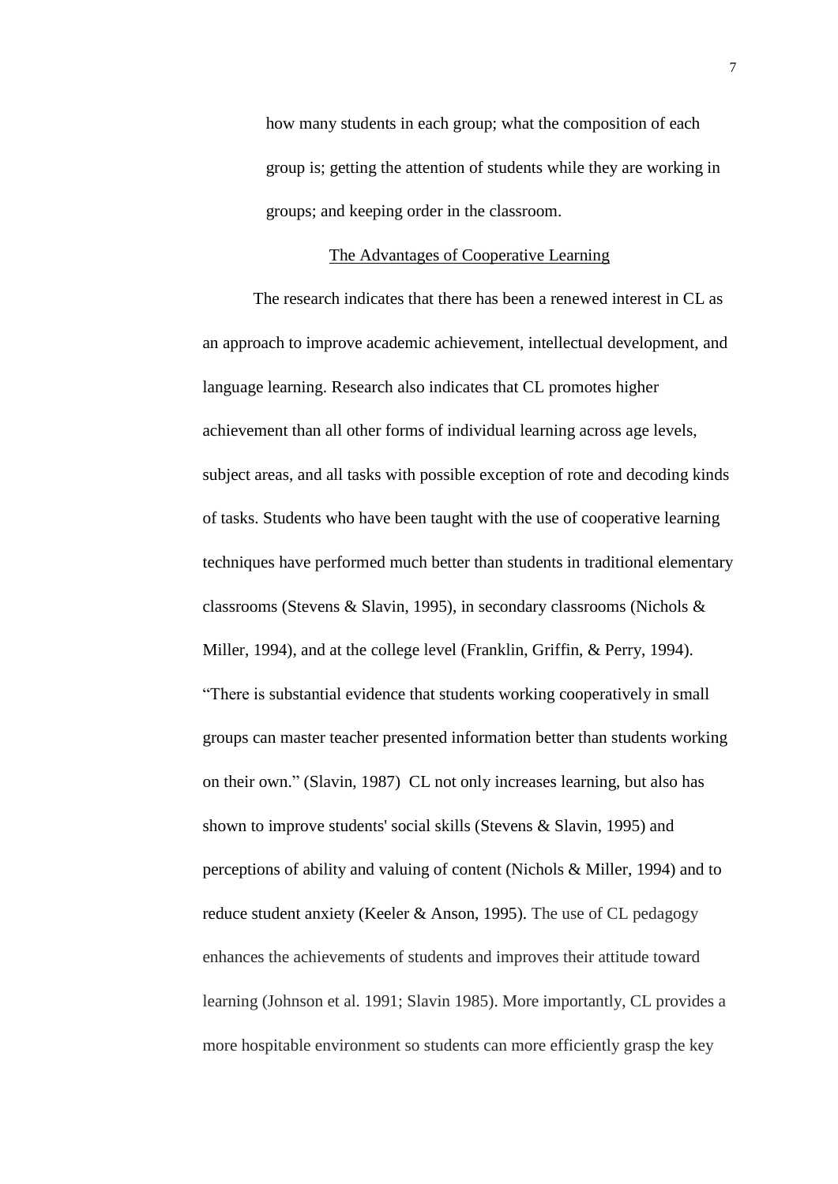how many students in each group; what the composition of each group is; getting the attention of students while they are working in groups; and keeping order in the classroom.

## The Advantages of Cooperative Learning

The research indicates that there has been a renewed interest in CL as an approach to improve academic achievement, intellectual development, and language learning. Research also indicates that CL promotes higher achievement than all other forms of individual learning across age levels, subject areas, and all tasks with possible exception of rote and decoding kinds of tasks. Students who have been taught with the use of cooperative learning techniques have performed much better than students in traditional elementary classrooms (Stevens & Slavin, 1995), in secondary classrooms (Nichols & Miller, 1994), and at the college level (Franklin, Griffin, & Perry, 1994). "There is substantial evidence that students working cooperatively in small groups can master teacher presented information better than students working on their own." (Slavin, 1987) CL not only increases learning, but also has shown to improve students' social skills (Stevens & Slavin, 1995) and perceptions of ability and valuing of content (Nichols & Miller, 1994) and to reduce student anxiety (Keeler & Anson, 1995). The use of CL pedagogy enhances the achievements of students and improves their attitude toward learning (Johnson et al. 1991; Slavin 1985). More importantly, CL provides a more hospitable environment so students can more efficiently grasp the key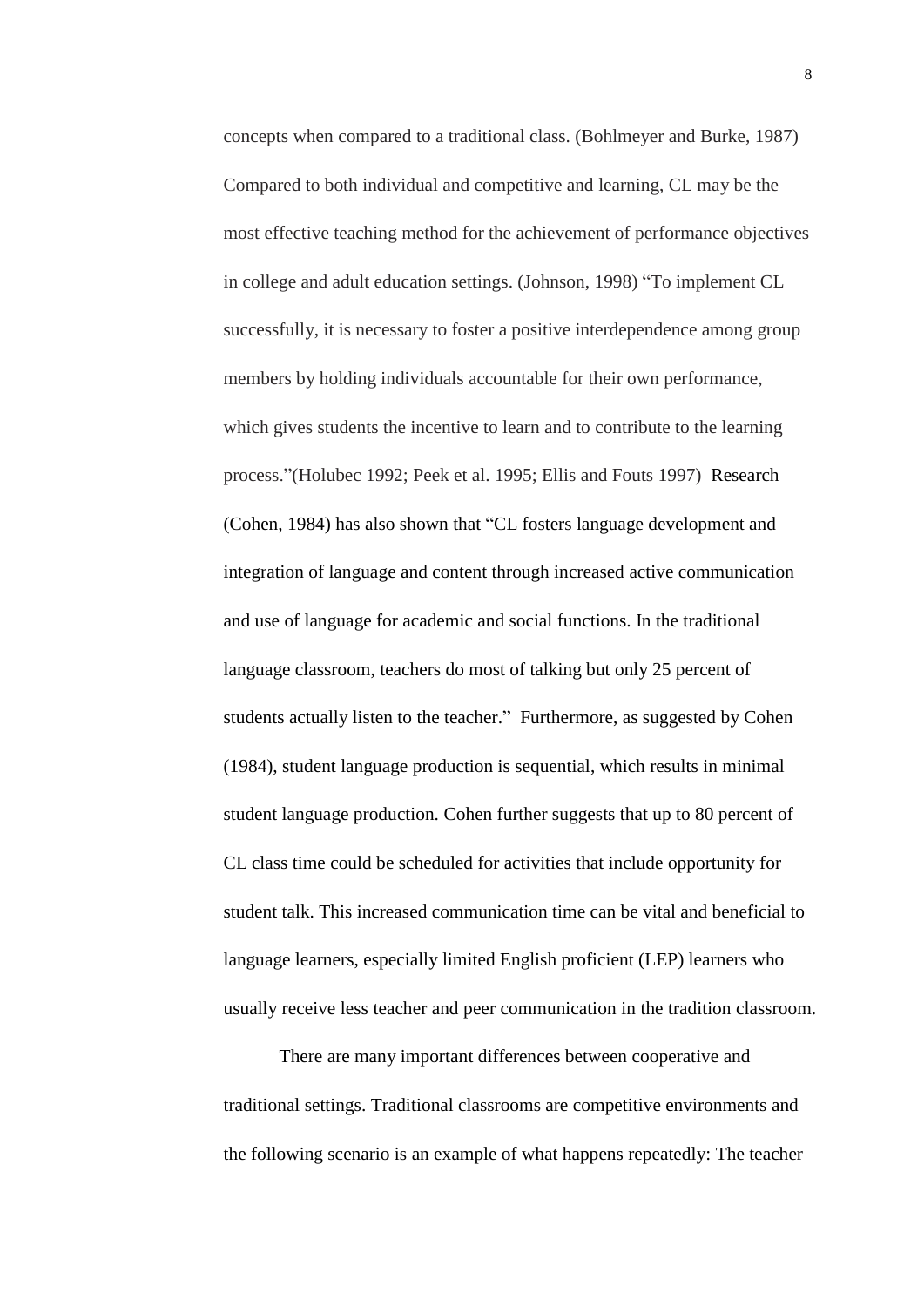concepts when compared to a traditional class. (Bohlmeyer and Burke, 1987) Compared to both individual and competitive and learning, CL may be the most effective teaching method for the achievement of performance objectives in college and adult education settings. (Johnson, 1998) "To implement CL successfully, it is necessary to foster a positive interdependence among group members by holding individuals accountable for their own performance, which gives students the incentive to learn and to contribute to the learning process."(Holubec 1992; Peek et al. 1995; Ellis and Fouts 1997) Research (Cohen, 1984) has also shown that "CL fosters language development and integration of language and content through increased active communication and use of language for academic and social functions. In the traditional language classroom, teachers do most of talking but only 25 percent of students actually listen to the teacher." Furthermore, as suggested by Cohen (1984), student language production is sequential, which results in minimal student language production. Cohen further suggests that up to 80 percent of CL class time could be scheduled for activities that include opportunity for student talk. This increased communication time can be vital and beneficial to language learners, especially limited English proficient (LEP) learners who usually receive less teacher and peer communication in the tradition classroom.

There are many important differences between cooperative and traditional settings. Traditional classrooms are competitive environments and the following scenario is an example of what happens repeatedly: The teacher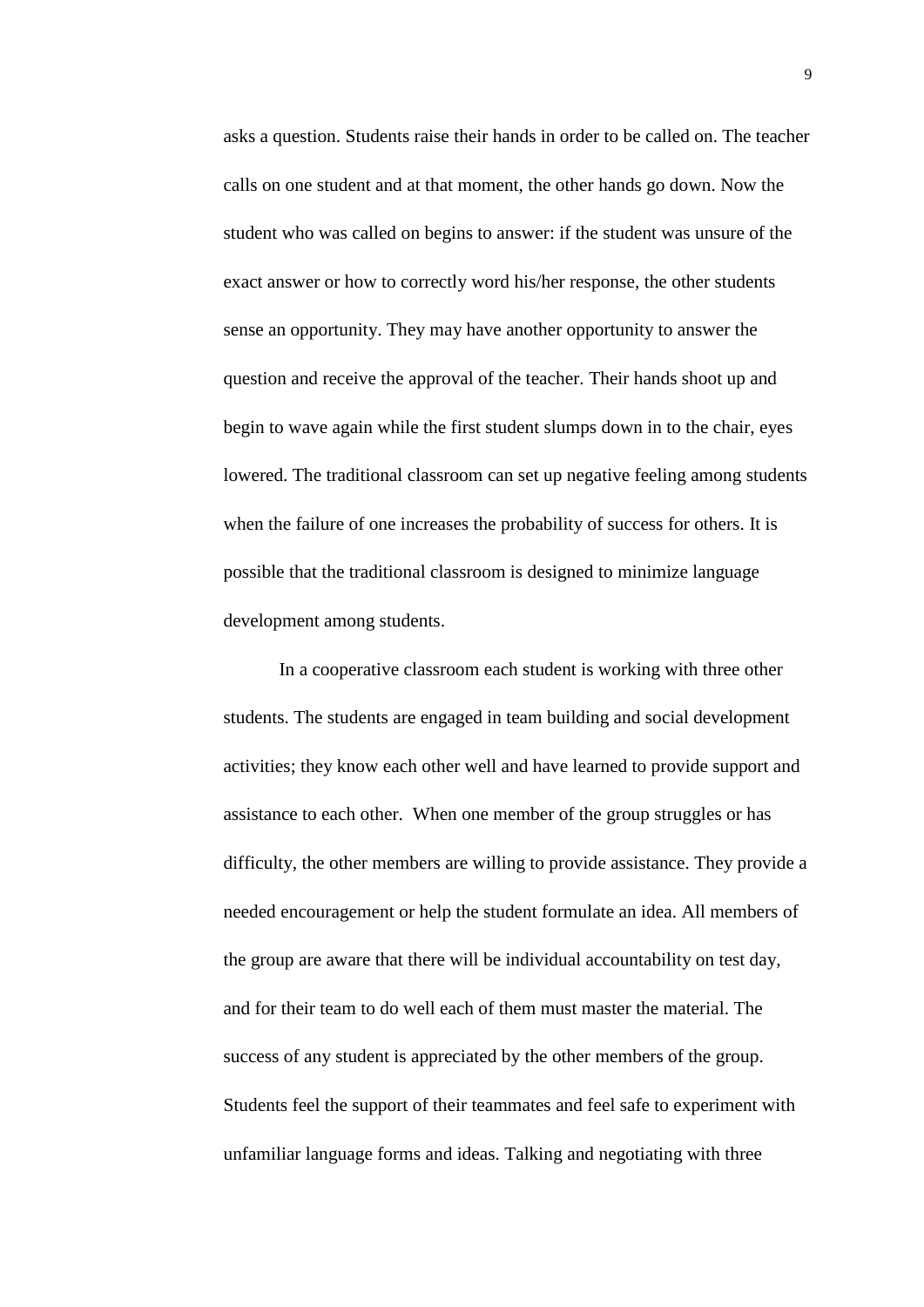asks a question. Students raise their hands in order to be called on. The teacher calls on one student and at that moment, the other hands go down. Now the student who was called on begins to answer: if the student was unsure of the exact answer or how to correctly word his/her response, the other students sense an opportunity. They may have another opportunity to answer the question and receive the approval of the teacher. Their hands shoot up and begin to wave again while the first student slumps down in to the chair, eyes lowered. The traditional classroom can set up negative feeling among students when the failure of one increases the probability of success for others. It is possible that the traditional classroom is designed to minimize language development among students.

In a cooperative classroom each student is working with three other students. The students are engaged in team building and social development activities; they know each other well and have learned to provide support and assistance to each other. When one member of the group struggles or has difficulty, the other members are willing to provide assistance. They provide a needed encouragement or help the student formulate an idea. All members of the group are aware that there will be individual accountability on test day, and for their team to do well each of them must master the material. The success of any student is appreciated by the other members of the group. Students feel the support of their teammates and feel safe to experiment with unfamiliar language forms and ideas. Talking and negotiating with three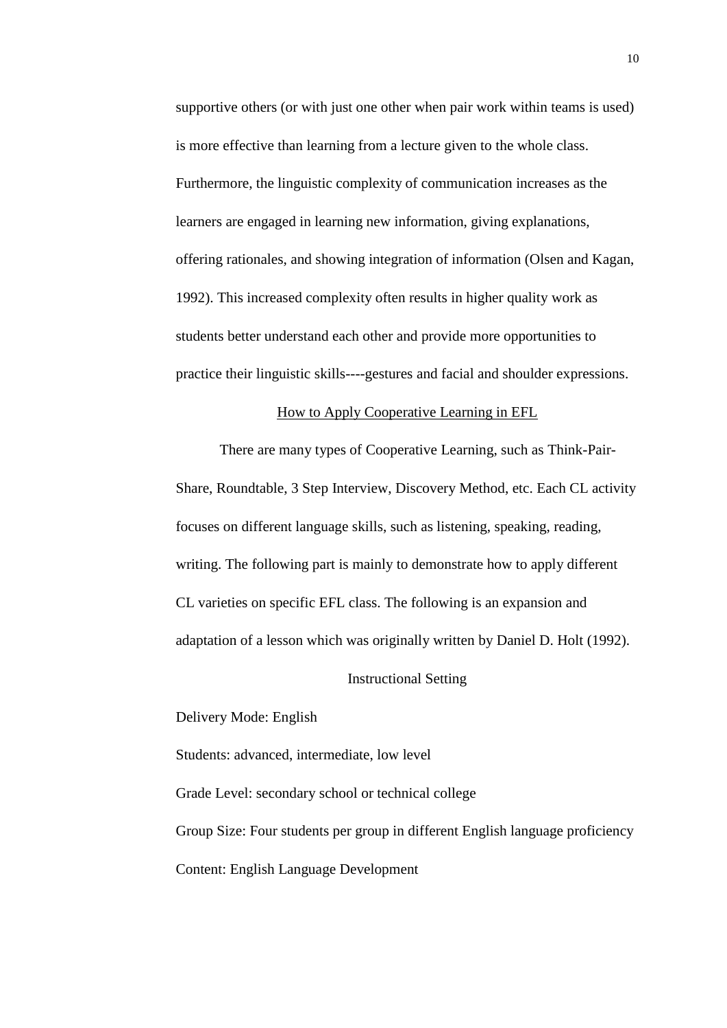supportive others (or with just one other when pair work within teams is used) is more effective than learning from a lecture given to the whole class. Furthermore, the linguistic complexity of communication increases as the learners are engaged in learning new information, giving explanations, offering rationales, and showing integration of information (Olsen and Kagan, 1992). This increased complexity often results in higher quality work as students better understand each other and provide more opportunities to practice their linguistic skills----gestures and facial and shoulder expressions.

## How to Apply Cooperative Learning in EFL

There are many types of Cooperative Learning, such as Think-Pair-Share, Roundtable, 3 Step Interview, Discovery Method, etc. Each CL activity focuses on different language skills, such as listening, speaking, reading, writing. The following part is mainly to demonstrate how to apply different CL varieties on specific EFL class. The following is an expansion and adaptation of a lesson which was originally written by Daniel D. Holt (1992).

### Instructional Setting

Delivery Mode: English

Students: advanced, intermediate, low level

Grade Level: secondary school or technical college

Group Size: Four students per group in different English language proficiency

Content: English Language Development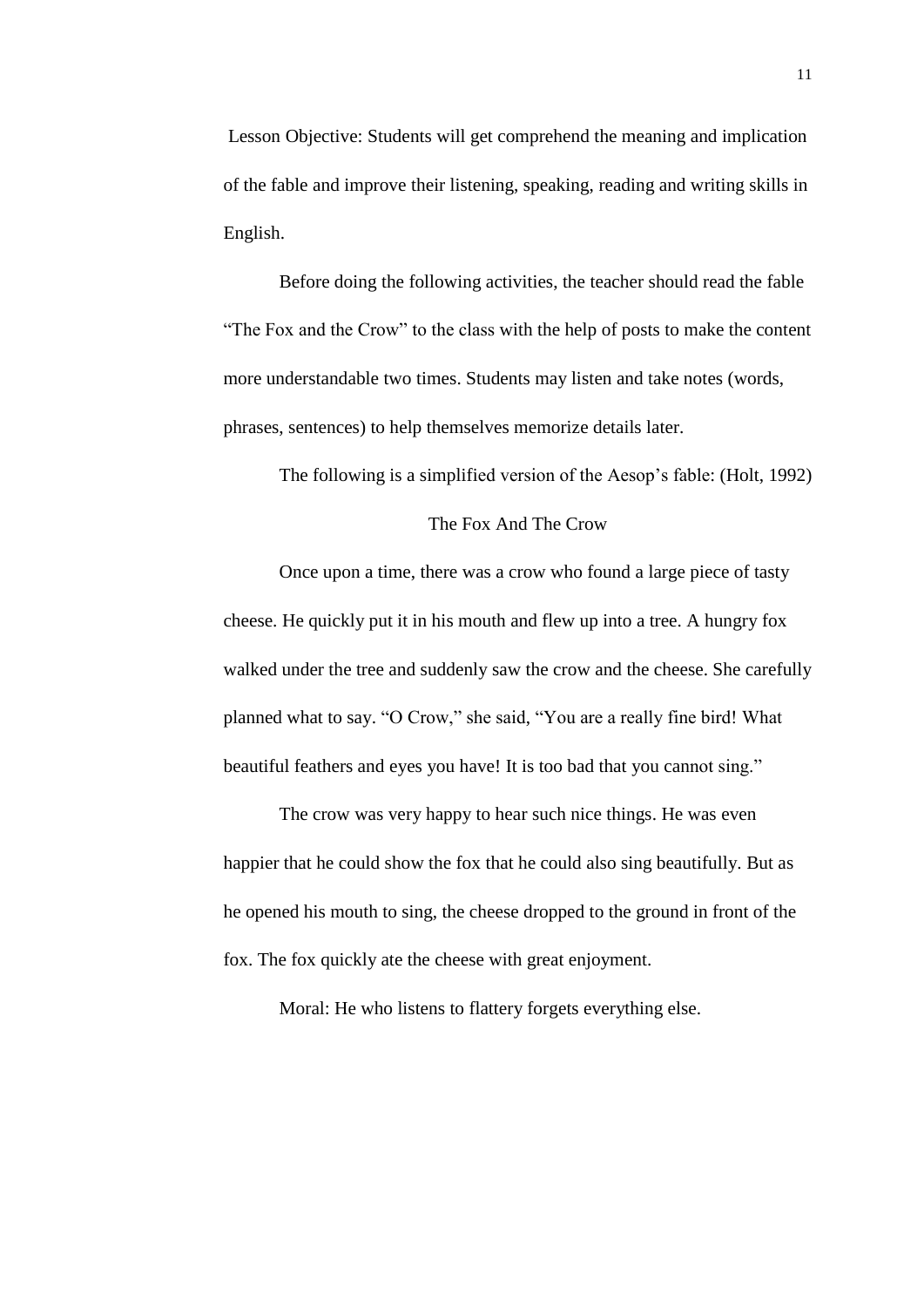Lesson Objective: Students will get comprehend the meaning and implication of the fable and improve their listening, speaking, reading and writing skills in English.

Before doing the following activities, the teacher should read the fable "The Fox and the Crow" to the class with the help of posts to make the content more understandable two times. Students may listen and take notes (words, phrases, sentences) to help themselves memorize details later.

The following is a simplified version of the Aesop's fable: (Holt, 1992)

The Fox And The Crow

Once upon a time, there was a crow who found a large piece of tasty cheese. He quickly put it in his mouth and flew up into a tree. A hungry fox walked under the tree and suddenly saw the crow and the cheese. She carefully planned what to say. "O Crow," she said, "You are a really fine bird! What beautiful feathers and eyes you have! It is too bad that you cannot sing."

The crow was very happy to hear such nice things. He was even happier that he could show the fox that he could also sing beautifully. But as he opened his mouth to sing, the cheese dropped to the ground in front of the fox. The fox quickly ate the cheese with great enjoyment.

Moral: He who listens to flattery forgets everything else.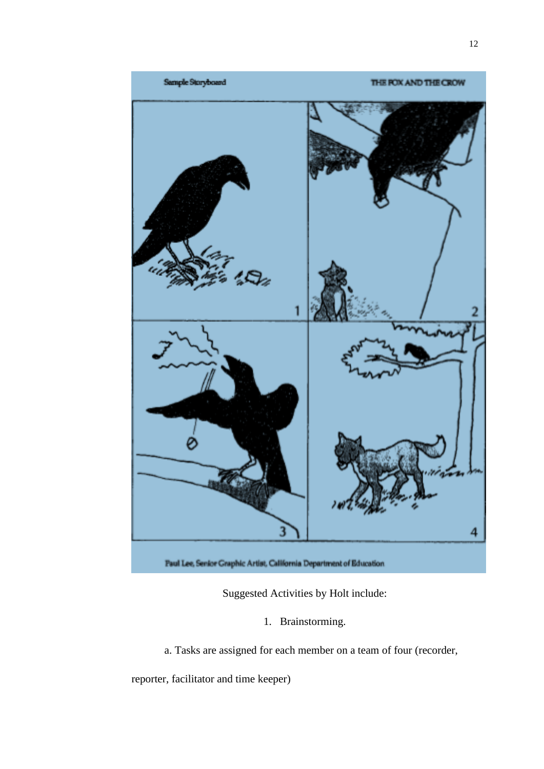Sample Storyboard

THE FOX AND THE CROW

Paul Lee, Senior Graphic Artist, California Department of Education

Suggested Activities by Holt include:

1. Brainstorming.

a. Tasks are assigned for each member on a team of four (recorder, reporter, facilitator and time keeper)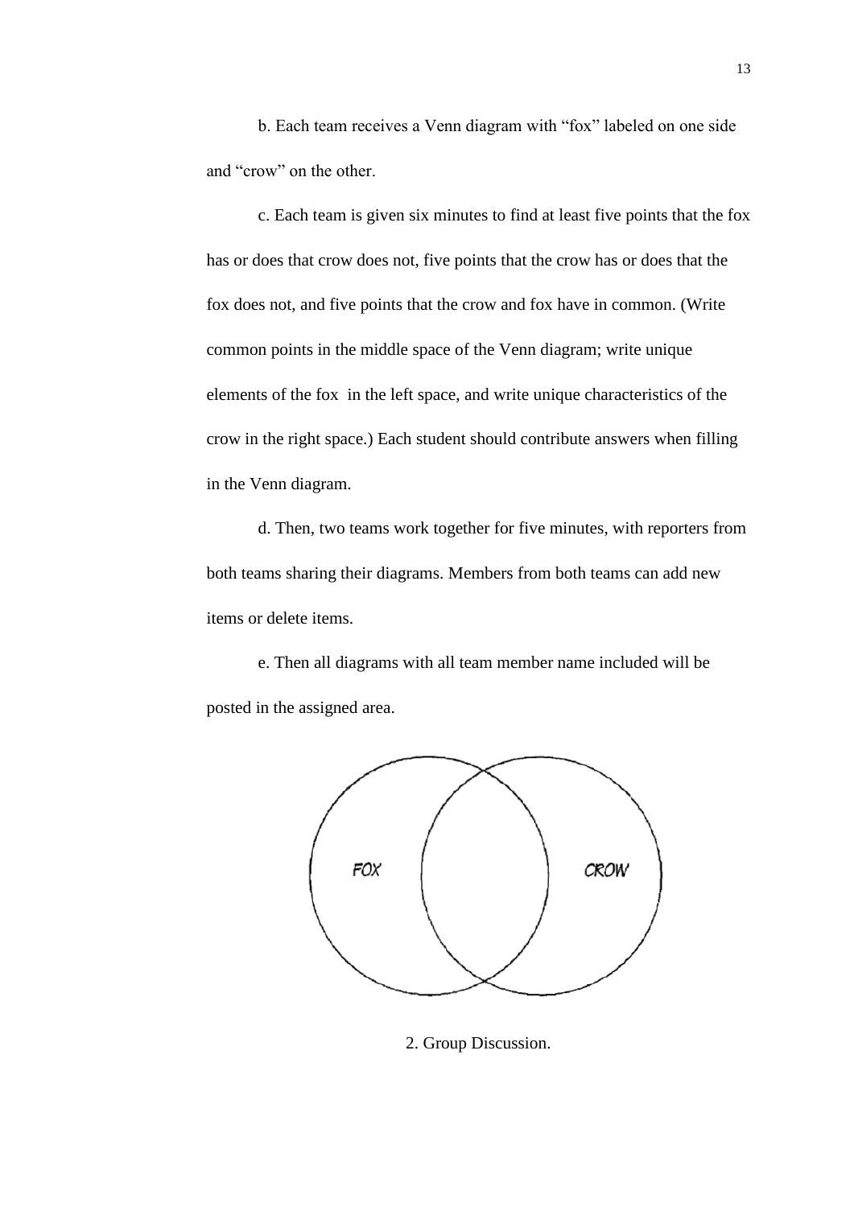b. Each team receives a Venn diagram with "fox" labeled on one side and "crow" on the other.

c. Each team is given six minutes to find at least five points that the fox has or does that crow does not, five points that the crow has or does that the fox does not, and five points that the crow and fox have in common. (Write common points in the middle space of the Venn diagram; write unique elements of the fox  in the left space, and write unique characteristics of the crow in the right space.) Each student should contribute answers when filling in the Venn diagram.

d. Then, two teams work together for five minutes, with reporters from both teams sharing their diagrams. Members from both teams can add new items or delete items.

e. Then all diagrams with all team member name included will be posted in the assigned area.

FOX

CROW

2. Group Discussion.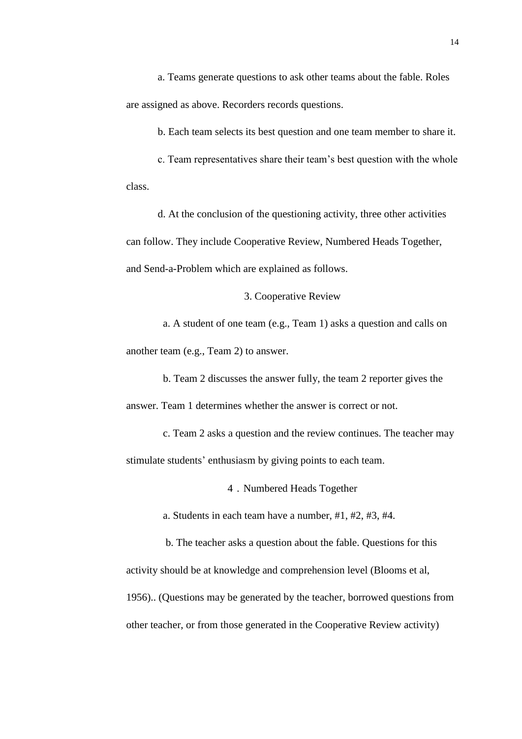a. Teams generate questions to ask other teams about the fable. Roles are assigned as above. Recorders records questions.

b. Each team selects its best question and one team member to share it.

c. Team representatives share their team's best question with the whole class.

d. At the conclusion of the questioning activity, three other activities can follow. They include Cooperative Review, Numbered Heads Together, and Send-a-Problem which are explained as follows.

### 3. Cooperative Review

a. A student of one team (e.g., Team 1) asks a question and calls on another team (e.g., Team 2) to answer.

b. Team 2 discusses the answer fully, the team 2 reporter gives the answer. Team 1 determines whether the answer is correct or not.

c. Team 2 asks a question and the review continues. The teacher may stimulate students' enthusiasm by giving points to each team.

### 4．Numbered Heads Together

a. Students in each team have a number, #1, #2, #3, #4.

b. The teacher asks a question about the fable. Questions for this activity should be at knowledge and comprehension level (Blooms et al, 1956).. (Questions may be generated by the teacher, borrowed questions from other teacher, or from those generated in the Cooperative Review activity)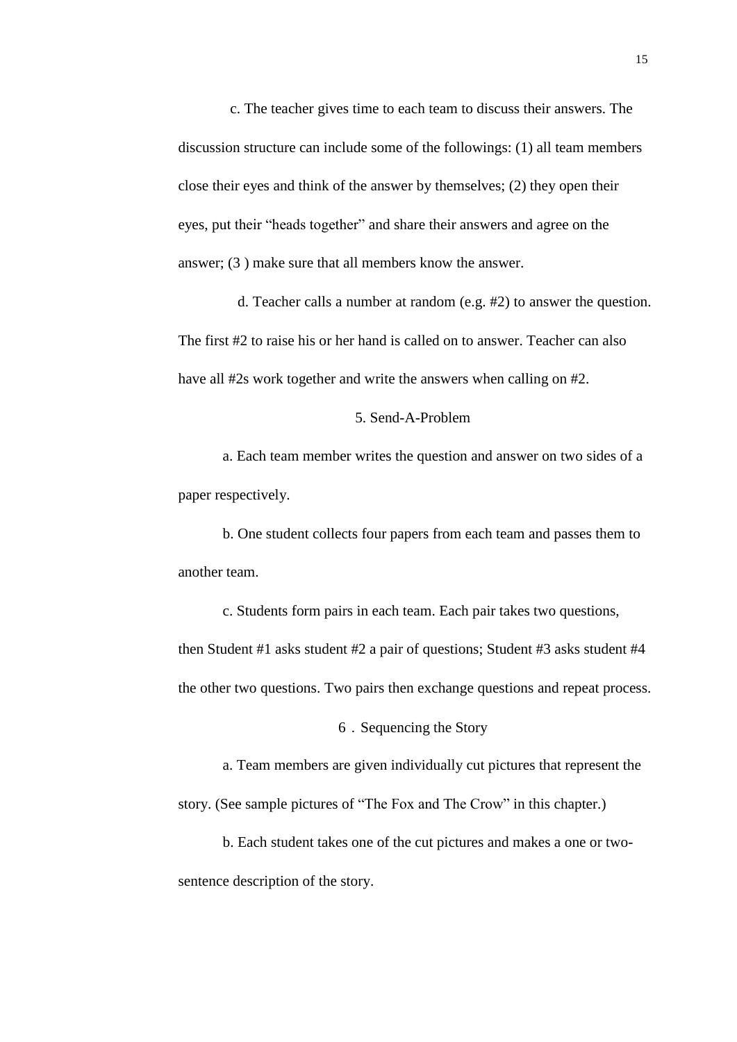c. The teacher gives time to each team to discuss their answers. The discussion structure can include some of the followings: (1) all team members close their eyes and think of the answer by themselves; (2) they open their eyes, put their "heads together" and share their answers and agree on the answer; (3 ) make sure that all members know the answer.

d. Teacher calls a number at random (e.g. #2) to answer the question. The first #2 to raise his or her hand is called on to answer. Teacher can also have all #2s work together and write the answers when calling on #2.

5. Send-A-Problem

a. Each team member writes the question and answer on two sides of a paper respectively.

b. One student collects four papers from each team and passes them to another team.

c. Students form pairs in each team. Each pair takes two questions, then Student #1 asks student #2 a pair of questions; Student #3 asks student #4 the other two questions. Two pairs then exchange questions and repeat process.

6．Sequencing the Story

a. Team members are given individually cut pictures that represent the story. (See sample pictures of "The Fox and The Crow" in this chapter.)

b. Each student takes one of the cut pictures and makes a one or two-sentence description of the story.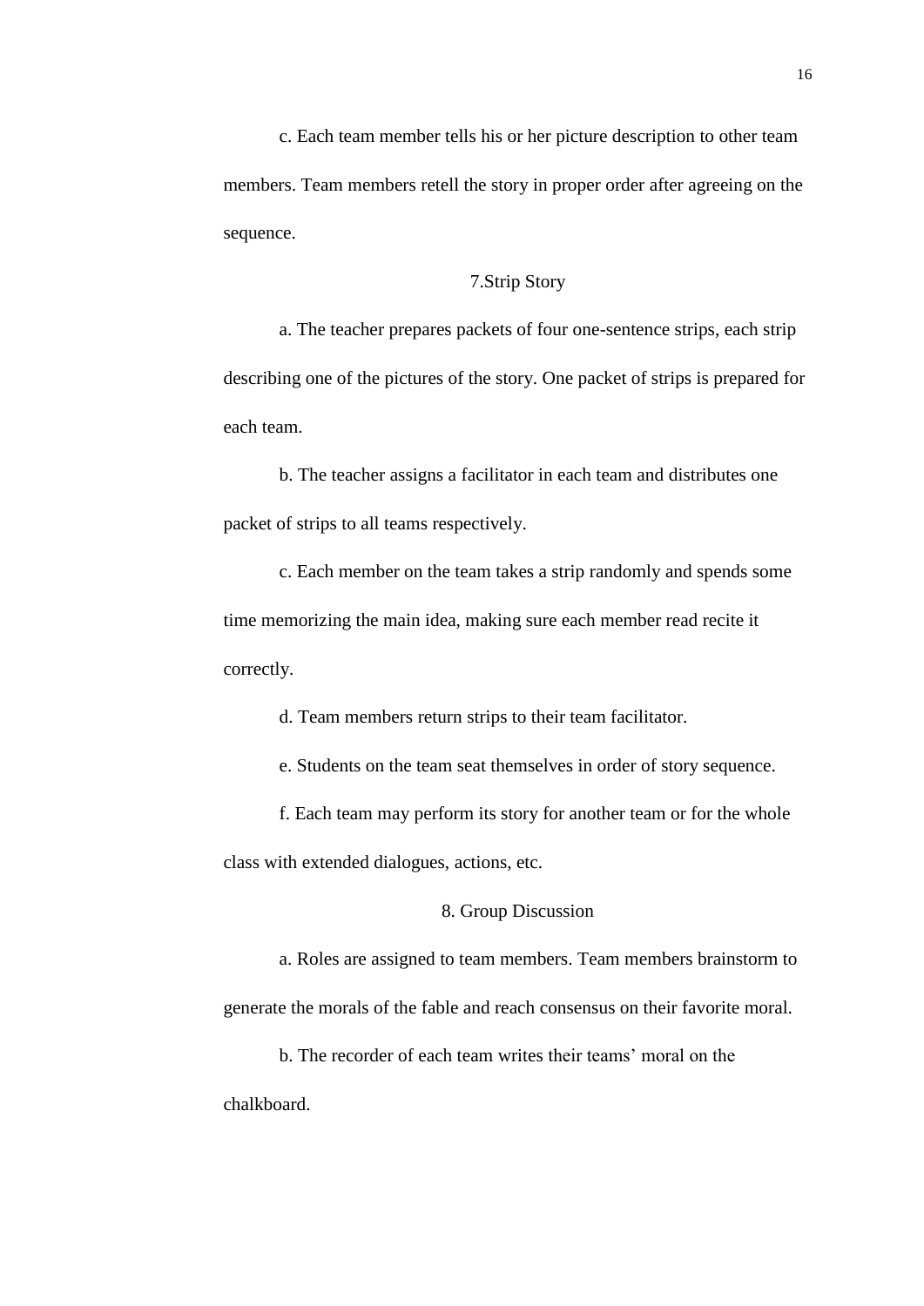c. Each team member tells his or her picture description to other team members. Team members retell the story in proper order after agreeing on the sequence.

7.Strip Story

a. The teacher prepares packets of four one-sentence strips, each strip describing one of the pictures of the story. One packet of strips is prepared for each team.

b. The teacher assigns a facilitator in each team and distributes one packet of strips to all teams respectively.

c. Each member on the team takes a strip randomly and spends some time memorizing the main idea, making sure each member read recite it correctly.

d. Team members return strips to their team facilitator.

e. Students on the team seat themselves in order of story sequence.

f. Each team may perform its story for another team or for the whole class with extended dialogues, actions, etc.

8. Group Discussion

a. Roles are assigned to team members. Team members brainstorm to generate the morals of the fable and reach consensus on their favorite moral.

b. The recorder of each team writes their teams' moral on the chalkboard.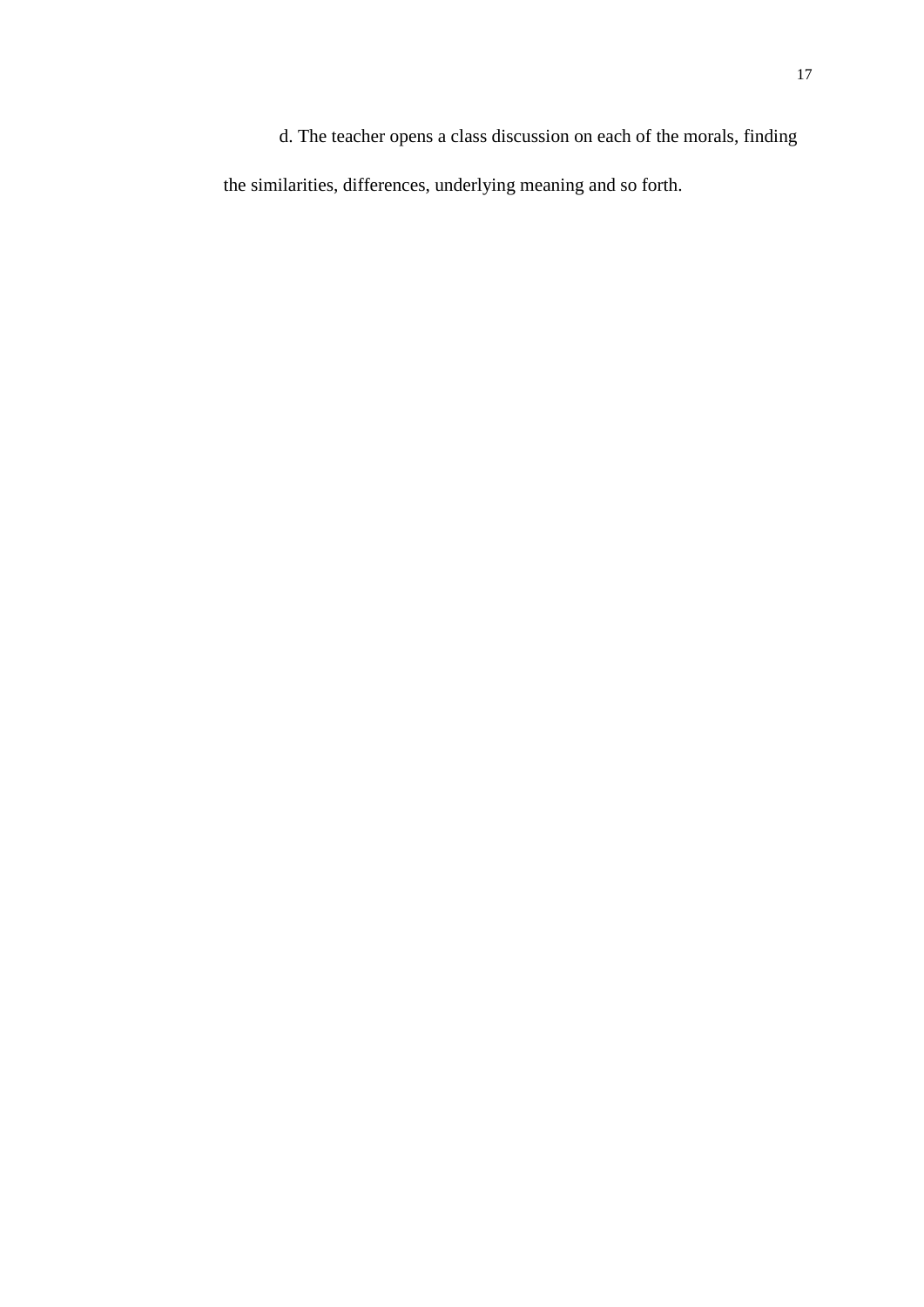d. The teacher opens a class discussion on each of the morals, finding the similarities, differences, underlying meaning and so forth.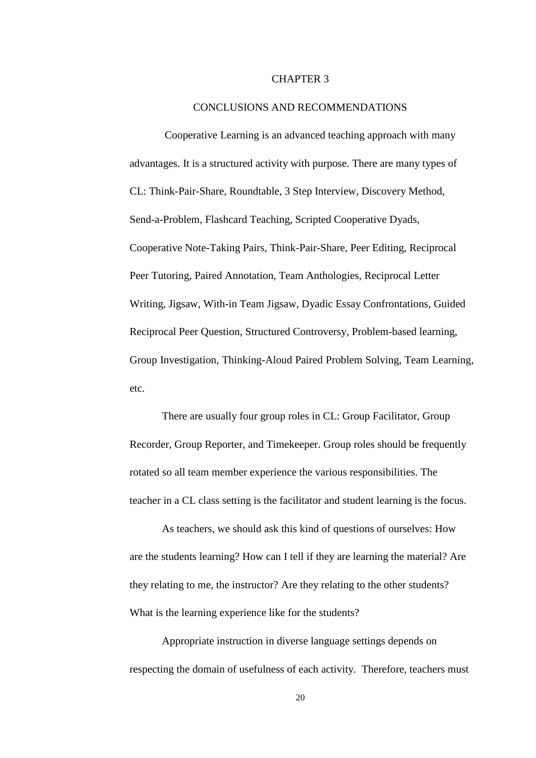# CHAPTER 3

## CONCLUSIONS AND RECOMMENDATIONS

Cooperative Learning is an advanced teaching approach with many advantages. It is a structured activity with purpose. There are many types of CL: Think-Pair-Share, Roundtable, 3 Step Interview, Discovery Method, Send-a-Problem, Flashcard Teaching, Scripted Cooperative Dyads, Cooperative Note-Taking Pairs, Think-Pair-Share, Peer Editing, Reciprocal Peer Tutoring, Paired Annotation, Team Anthologies, Reciprocal Letter Writing, Jigsaw, With-in Team Jigsaw, Dyadic Essay Confrontations, Guided Reciprocal Peer Question, Structured Controversy, Problem-based learning, Group Investigation, Thinking-Aloud Paired Problem Solving, Team Learning, etc.

There are usually four group roles in CL: Group Facilitator, Group Recorder, Group Reporter, and Timekeeper. Group roles should be frequently rotated so all team member experience the various responsibilities. The teacher in a CL class setting is the facilitator and student learning is the focus.

As teachers, we should ask this kind of questions of ourselves: How are the students learning? How can I tell if they are learning the material? Are they relating to me, the instructor? Are they relating to the other students? What is the learning experience like for the students?

Appropriate instruction in diverse language settings depends on respecting the domain of usefulness of each activity. Therefore, teachers must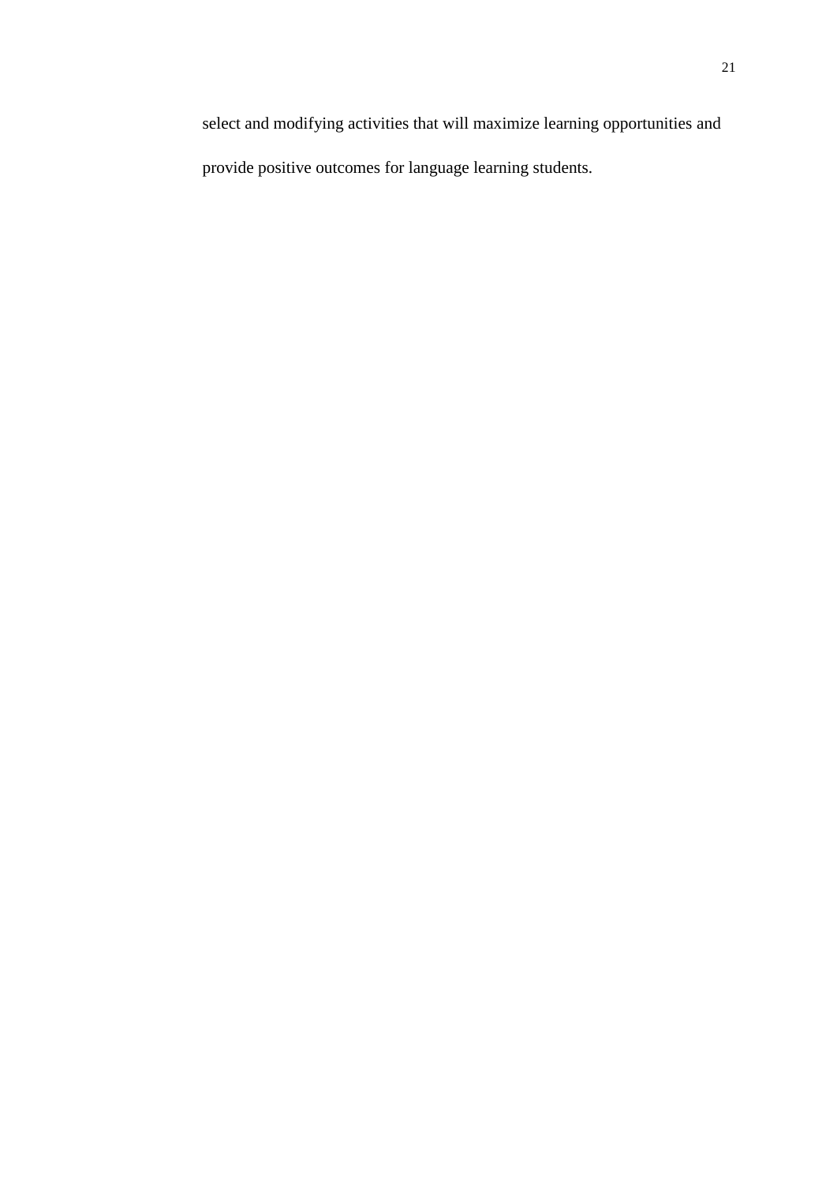select and modifying activities that will maximize learning opportunities and provide positive outcomes for language learning students.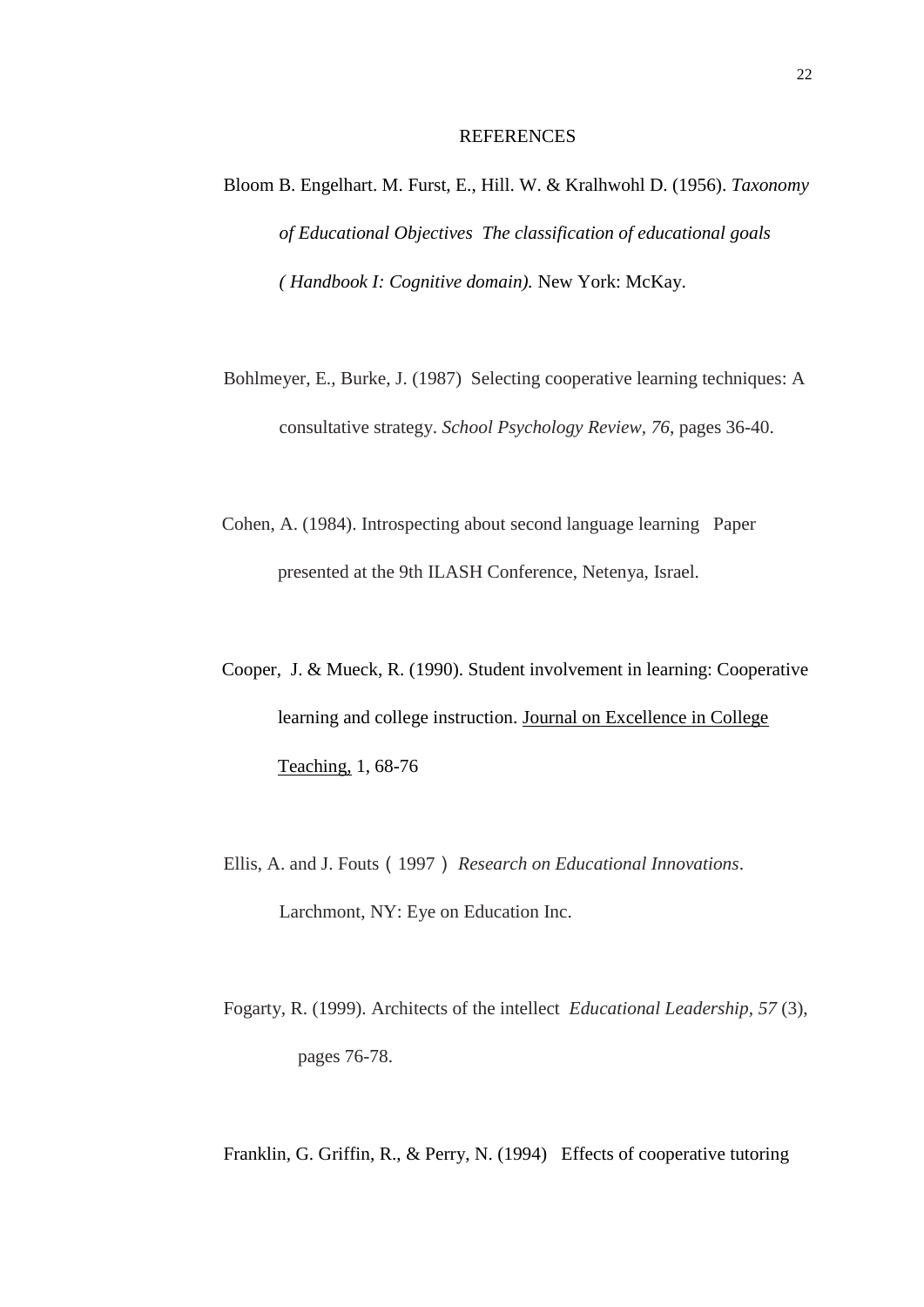# REFERENCES

Bloom B. Engelhart. M. Furst, E., Hill. W. & Kralhwohl D. (1956). *Taxonomy of Educational Objectives The classification of educational goals ( Handbook I: Cognitive domain).* New York: McKay.

Bohlmeyer, E., Burke, J. (1987) Selecting cooperative learning techniques: A consultative strategy. *School Psychology Review, 76*, pages 36-40.

Cohen, A. (1984). Introspecting about second language learning Paper presented at the 9th ILASH Conference, Netenya, Israel.

Cooper, J. & Mueck, R. (1990). Student involvement in learning: Cooperative learning and college instruction. Journal on Excellence in College Teaching, 1, 68-76

Ellis, A. and J. Fouts（1997）*Research on Educational Innovations*. Larchmont, NY: Eye on Education Inc.

Fogarty, R. (1999). Architects of the intellect *Educational Leadership*, *57* (3), pages 76-78.

Franklin, G. Griffin, R., & Perry, N. (1994) Effects of cooperative tutoring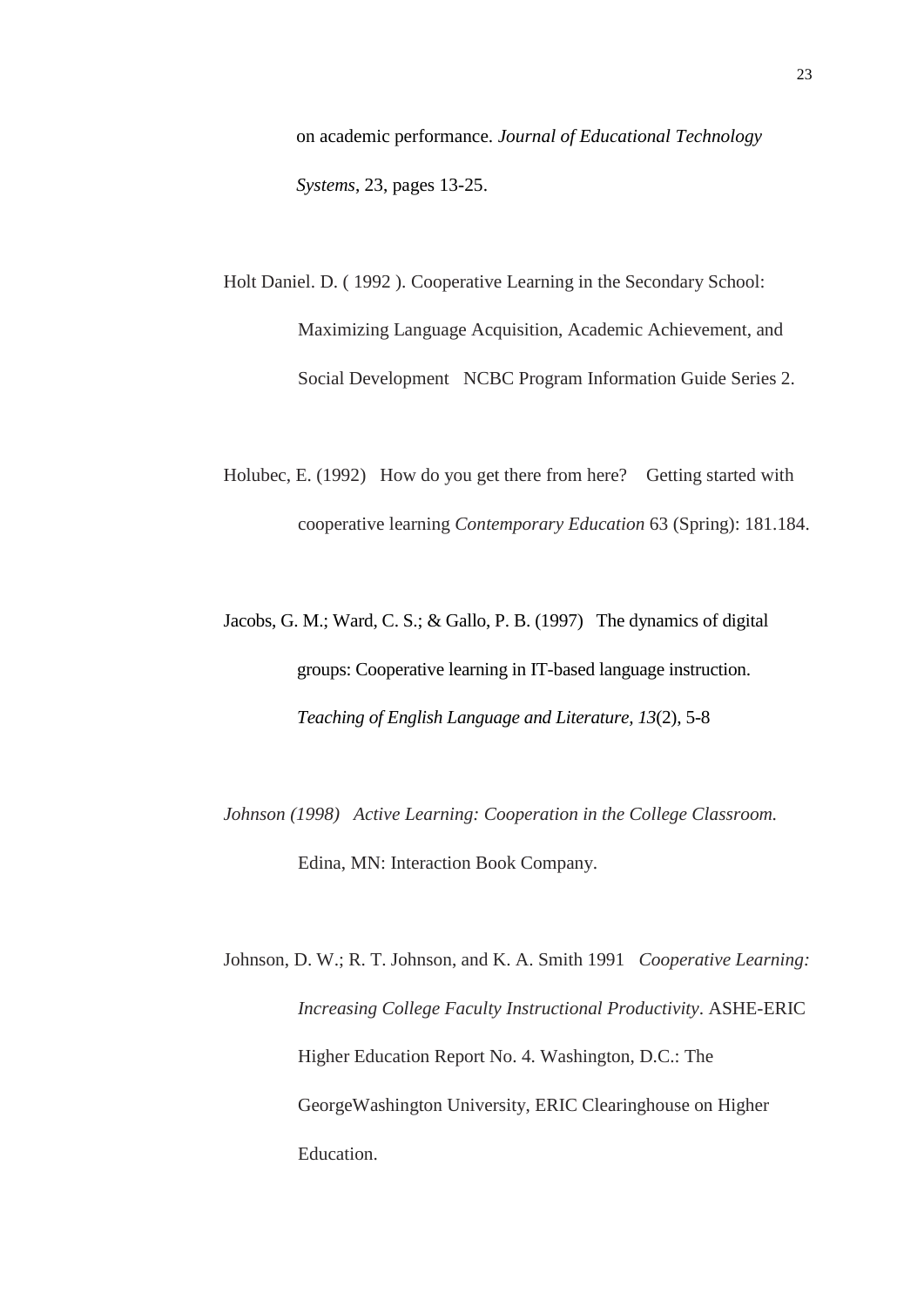on academic performance. *Journal of Educational Technology Systems*, 23, pages 13-25.

Holt Daniel. D. ( 1992 ). Cooperative Learning in the Secondary School: Maximizing Language Acquisition, Academic Achievement, and Social Development   NCBC Program Information Guide Series 2.

Holubec, E. (1992)   How do you get there from here?    Getting started with cooperative learning *Contemporary Education* 63 (Spring): 181.184.

Jacobs, G. M.; Ward, C. S.; & Gallo, P. B. (1997)   The dynamics of digital groups: Cooperative learning in IT-based language instruction. *Teaching of English Language and Literature, 13*(2), 5-8

*Johnson (1998)   Active Learning: Cooperation in the College Classroom.* Edina, MN: Interaction Book Company.

Johnson, D. W.; R. T. Johnson, and K. A. Smith 1991   *Cooperative Learning: Increasing College Faculty Instructional Productivity*. ASHE-ERIC Higher Education Report No. 4. Washington, D.C.: The GeorgeWashington University, ERIC Clearinghouse on Higher Education.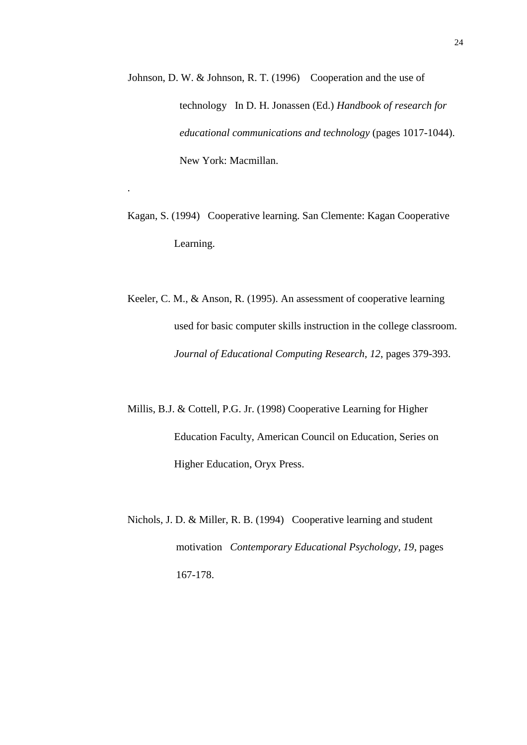Johnson, D. W. & Johnson, R. T. (1996) Cooperation and the use of technology In D. H. Jonassen (Ed.) *Handbook of research for educational communications and technology* (pages 1017-1044). New York: Macmillan.

.

Kagan, S. (1994) Cooperative learning. San Clemente: Kagan Cooperative Learning.

Keeler, C. M., & Anson, R. (1995). An assessment of cooperative learning used for basic computer skills instruction in the college classroom. *Journal of Educational Computing Research*, *12*, pages 379-393.

Millis, B.J. & Cottell, P.G. Jr. (1998) Cooperative Learning for Higher Education Faculty, American Council on Education, Series on Higher Education, Oryx Press.

Nichols, J. D. & Miller, R. B. (1994) Cooperative learning and student motivation *Contemporary Educational Psychology, 19*, pages 167-178.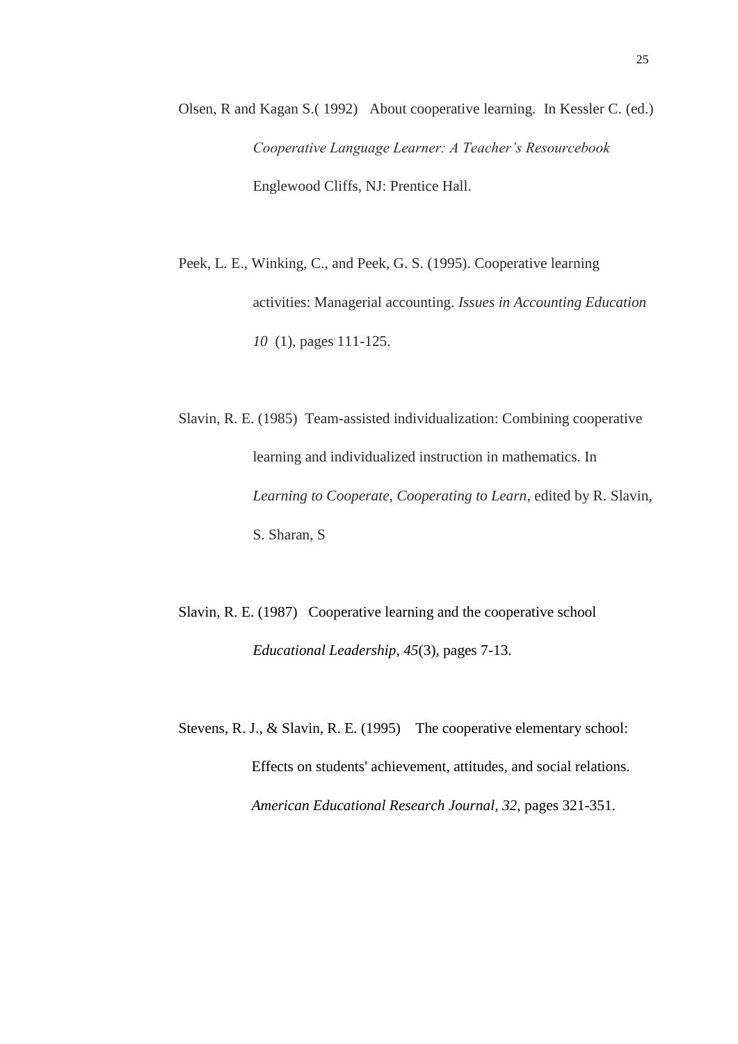Olsen, R and Kagan S.( 1992) About cooperative learning. In Kessler C. (ed.) *Cooperative Language Learner: A Teacher's Resourcebook* Englewood Cliffs, NJ: Prentice Hall.

Peek, L. E., Winking, C., and Peek, G. S. (1995). Cooperative learning activities: Managerial accounting. *Issues in Accounting Education 10* (1), pages 111-125.

Slavin, R. E. (1985) Team-assisted individualization: Combining cooperative learning and individualized instruction in mathematics. In *Learning to Cooperate, Cooperating to Learn*, edited by R. Slavin, S. Sharan, S

Slavin, R. E. (1987) Cooperative learning and the cooperative school *Educational Leadership, 45*(3), pages 7-13.

Stevens, R. J., & Slavin, R. E. (1995) The cooperative elementary school: Effects on students' achievement, attitudes, and social relations. *American Educational Research Journal, 32*, pages 321-351.